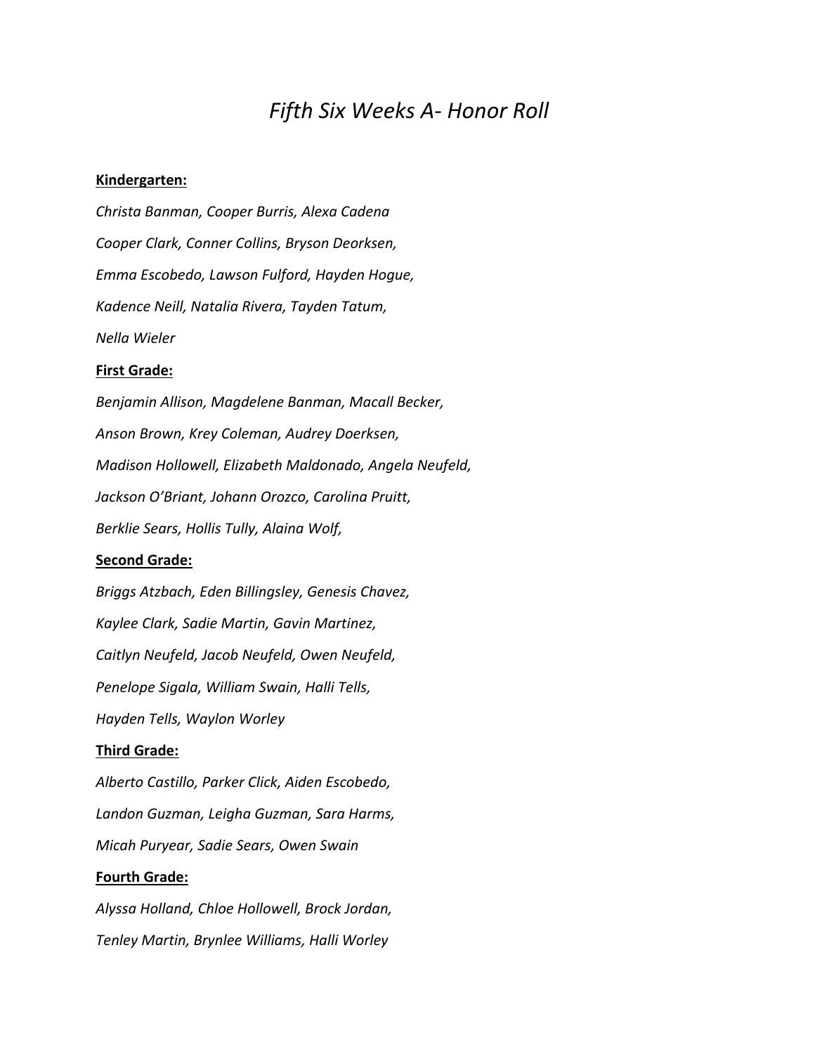# *Fifth Six Weeks A- Honor Roll*

**Kindergarten:**

*Christa Banman, Cooper Burris, Alexa Cadena*

*Cooper Clark, Conner Collins, Bryson Deorksen,*

*Emma Escobedo, Lawson Fulford, Hayden Hogue,*

*Kadence Neill, Natalia Rivera, Tayden Tatum,*

*Nella Wieler*

**First Grade:**

*Benjamin Allison, Magdelene Banman, Macall Becker,*

*Anson Brown, Krey Coleman, Audrey Doerksen,*

*Madison Hollowell, Elizabeth Maldonado, Angela Neufeld,*

*Jackson O'Briant, Johann Orozco, Carolina Pruitt,*

*Berklie Sears, Hollis Tully, Alaina Wolf,*

**Second Grade:**

*Briggs Atzbach, Eden Billingsley, Genesis Chavez,*

*Kaylee Clark, Sadie Martin, Gavin Martinez,*

*Caitlyn Neufeld, Jacob Neufeld, Owen Neufeld,*

*Penelope Sigala, William Swain, Halli Tells,*

*Hayden Tells, Waylon Worley*

**Third Grade:**

*Alberto Castillo, Parker Click, Aiden Escobedo,*

*Landon Guzman, Leigha Guzman, Sara Harms,*

*Micah Puryear, Sadie Sears, Owen Swain*

**Fourth Grade:**

*Alyssa Holland, Chloe Hollowell, Brock Jordan,*

*Tenley Martin, Brynlee Williams, Halli Worley*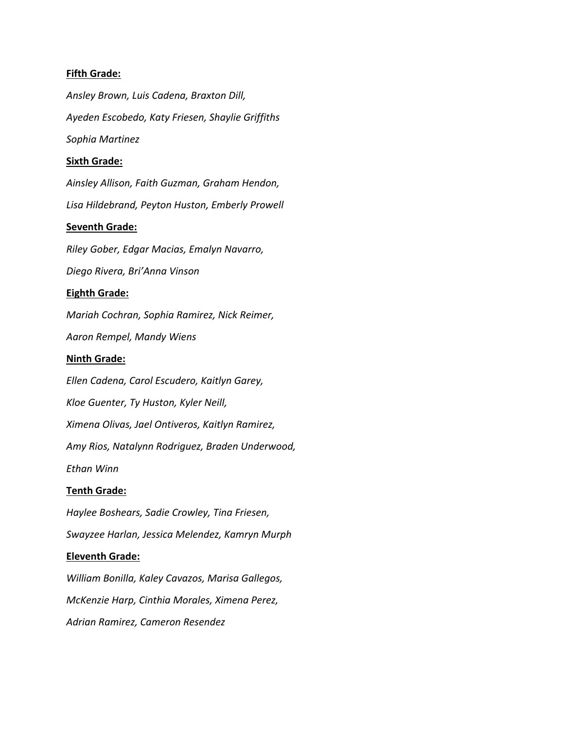**Fifth Grade:**

*Ansley Brown, Luis Cadena, Braxton Dill,*

*Ayeden Escobedo, Katy Friesen, Shaylie Griffiths*

*Sophia Martinez*

**Sixth Grade:**

*Ainsley Allison, Faith Guzman, Graham Hendon,*

*Lisa Hildebrand, Peyton Huston, Emberly Prowell*

**Seventh Grade:**

*Riley Gober, Edgar Macias, Emalyn Navarro,*

*Diego Rivera, Bri'Anna Vinson*

**Eighth Grade:**

*Mariah Cochran, Sophia Ramirez, Nick Reimer,*

*Aaron Rempel, Mandy Wiens*

**Ninth Grade:**

*Ellen Cadena, Carol Escudero, Kaitlyn Garey,*

*Kloe Guenter, Ty Huston, Kyler Neill,*

*Ximena Olivas, Jael Ontiveros, Kaitlyn Ramirez,*

*Amy Rios, Natalynn Rodriguez, Braden Underwood,*

*Ethan Winn*

**Tenth Grade:**

*Haylee Boshears, Sadie Crowley, Tina Friesen,*

*Swayzee Harlan, Jessica Melendez, Kamryn Murph*

**Eleventh Grade:**

*William Bonilla, Kaley Cavazos, Marisa Gallegos,*

*McKenzie Harp, Cinthia Morales, Ximena Perez,*

*Adrian Ramirez, Cameron Resendez*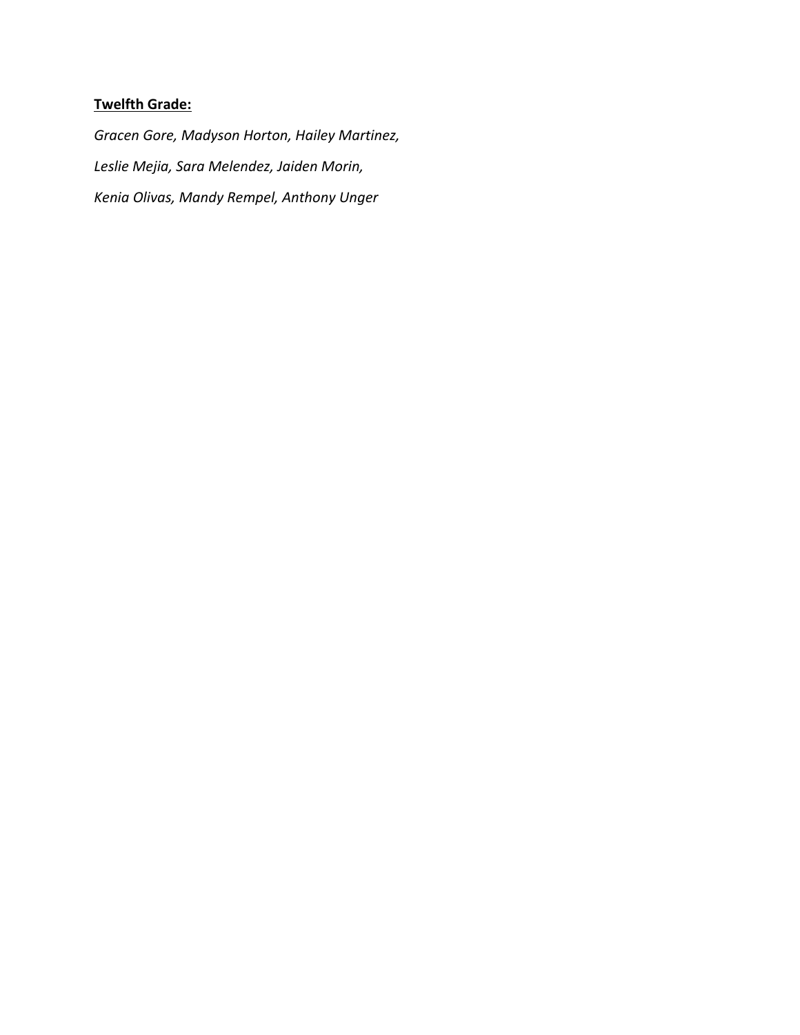**Twelfth Grade:**

*Gracen Gore, Madyson Horton, Hailey Martinez,*

*Leslie Mejia, Sara Melendez, Jaiden Morin,*

*Kenia Olivas, Mandy Rempel, Anthony Unger*